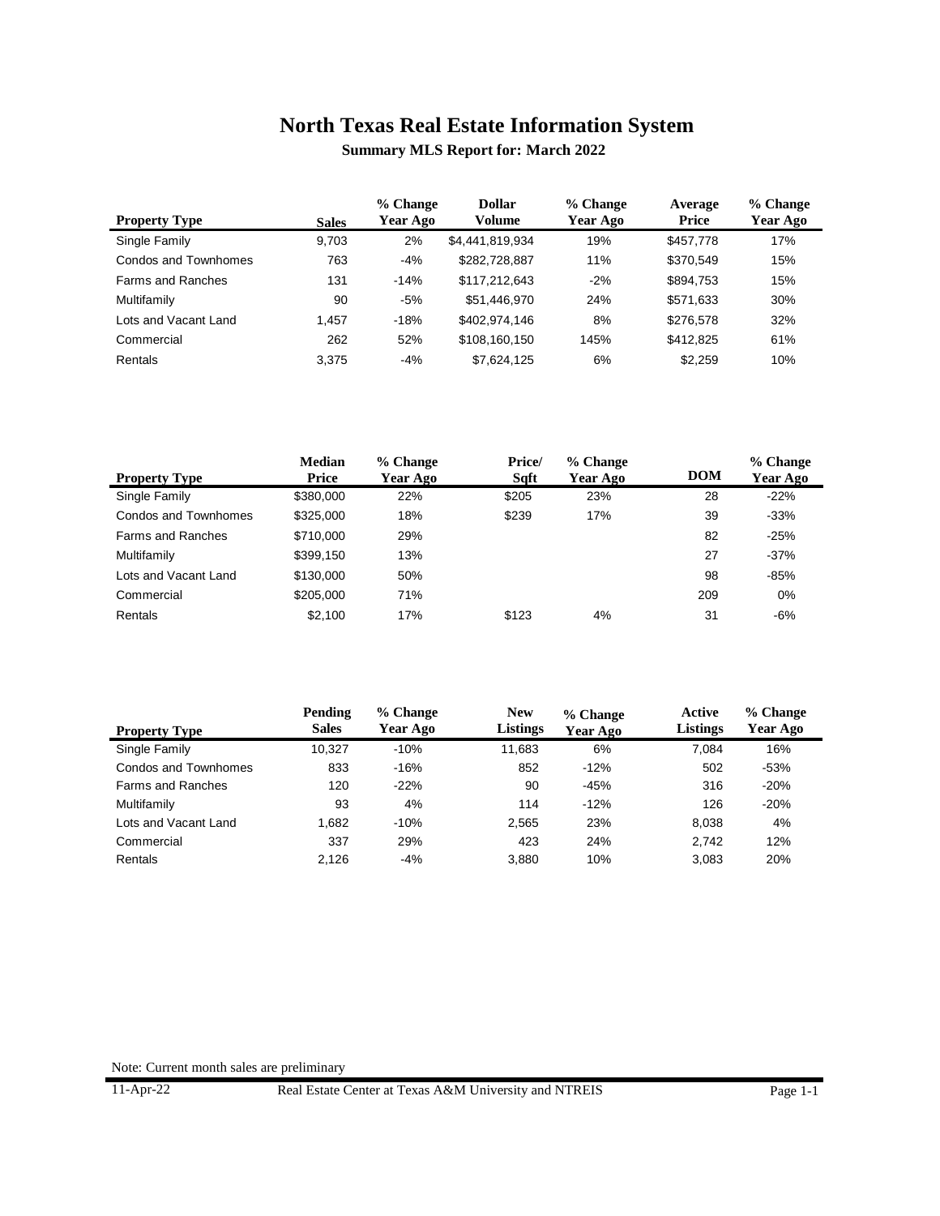# North Texas Real Estate Information System

**Summary MLS Report for: March 2022**

| Property Type | Sales | % Change Year Ago | Dollar Volume | % Change Year Ago | Average Price | % Change Year Ago |
|---|---|---|---|---|---|---|
| Single Family | 9,703 | 2% | $4,441,819,934 | 19% | $457,778 | 17% |
| Condos and Townhomes | 763 | -4% | $282,728,887 | 11% | $370,549 | 15% |
| Farms and Ranches | 131 | -14% | $117,212,643 | -2% | $894,753 | 15% |
| Multifamily | 90 | -5% | $51,446,970 | 24% | $571,633 | 30% |
| Lots and Vacant Land | 1,457 | -18% | $402,974,146 | 8% | $276,578 | 32% |
| Commercial | 262 | 52% | $108,160,150 | 145% | $412,825 | 61% |
| Rentals | 3,375 | -4% | $7,624,125 | 6% | $2,259 | 10% |

| Property Type | Median Price | % Change Year Ago | Price/ Sqft | % Change Year Ago | DOM | % Change Year Ago |
|---|---|---|---|---|---|---|
| Single Family | $380,000 | 22% | $205 | 23% | 28 | -22% |
| Condos and Townhomes | $325,000 | 18% | $239 | 17% | 39 | -33% |
| Farms and Ranches | $710,000 | 29% | | | 82 | -25% |
| Multifamily | $399,150 | 13% | | | 27 | -37% |
| Lots and Vacant Land | $130,000 | 50% | | | 98 | -85% |
| Commercial | $205,000 | 71% | | | 209 | 0% |
| Rentals | $2,100 | 17% | $123 | 4% | 31 | -6% |

| Property Type | Pending Sales | % Change Year Ago | New Listings | % Change Year Ago | Active Listings | % Change Year Ago |
|---|---|---|---|---|---|---|
| Single Family | 10,327 | -10% | 11,683 | 6% | 7,084 | 16% |
| Condos and Townhomes | 833 | -16% | 852 | -12% | 502 | -53% |
| Farms and Ranches | 120 | -22% | 90 | -45% | 316 | -20% |
| Multifamily | 93 | 4% | 114 | -12% | 126 | -20% |
| Lots and Vacant Land | 1,682 | -10% | 2,565 | 23% | 8,038 | 4% |
| Commercial | 337 | 29% | 423 | 24% | 2,742 | 12% |
| Rentals | 2,126 | -4% | 3,880 | 10% | 3,083 | 20% |

Note: Current month sales are preliminary

11-Apr-22 Real Estate Center at Texas A&M University and NTREIS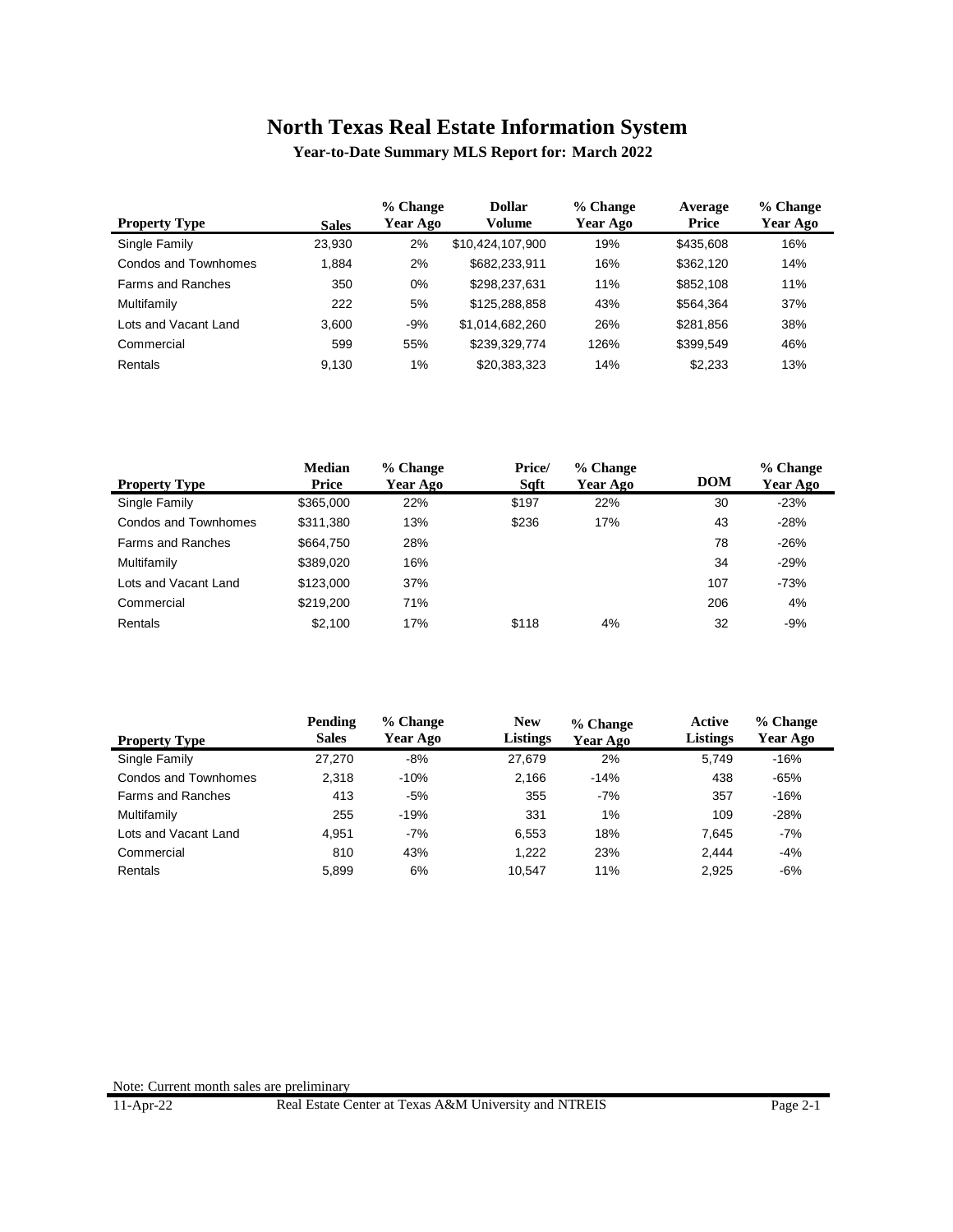# North Texas Real Estate Information System

**Year-to-Date Summary MLS Report for: March 2022**

| Property Type | Sales | % Change Year Ago | Dollar Volume | % Change Year Ago | Average Price | % Change Year Ago |
|---|---|---|---|---|---|---|
| Single Family | 23,930 | 2% | $10,424,107,900 | 19% | $435,608 | 16% |
| Condos and Townhomes | 1,884 | 2% | $682,233,911 | 16% | $362,120 | 14% |
| Farms and Ranches | 350 | 0% | $298,237,631 | 11% | $852,108 | 11% |
| Multifamily | 222 | 5% | $125,288,858 | 43% | $564,364 | 37% |
| Lots and Vacant Land | 3,600 | -9% | $1,014,682,260 | 26% | $281,856 | 38% |
| Commercial | 599 | 55% | $239,329,774 | 126% | $399,549 | 46% |
| Rentals | 9,130 | 1% | $20,383,323 | 14% | $2,233 | 13% |

| Property Type | Median Price | % Change Year Ago | Price/ Sqft | % Change Year Ago | DOM | % Change Year Ago |
|---|---|---|---|---|---|---|
| Single Family | $365,000 | 22% | $197 | 22% | 30 | -23% |
| Condos and Townhomes | $311,380 | 13% | $236 | 17% | 43 | -28% |
| Farms and Ranches | $664,750 | 28% | | | 78 | -26% |
| Multifamily | $389,020 | 16% | | | 34 | -29% |
| Lots and Vacant Land | $123,000 | 37% | | | 107 | -73% |
| Commercial | $219,200 | 71% | | | 206 | 4% |
| Rentals | $2,100 | 17% | $118 | 4% | 32 | -9% |

| Property Type | Pending Sales | % Change Year Ago | New Listings | % Change Year Ago | Active Listings | % Change Year Ago |
|---|---|---|---|---|---|---|
| Single Family | 27,270 | -8% | 27,679 | 2% | 5,749 | -16% |
| Condos and Townhomes | 2,318 | -10% | 2,166 | -14% | 438 | -65% |
| Farms and Ranches | 413 | -5% | 355 | -7% | 357 | -16% |
| Multifamily | 255 | -19% | 331 | 1% | 109 | -28% |
| Lots and Vacant Land | 4,951 | -7% | 6,553 | 18% | 7,645 | -7% |
| Commercial | 810 | 43% | 1,222 | 23% | 2,444 | -4% |
| Rentals | 5,899 | 6% | 10,547 | 11% | 2,925 | -6% |

Note: Current month sales are preliminary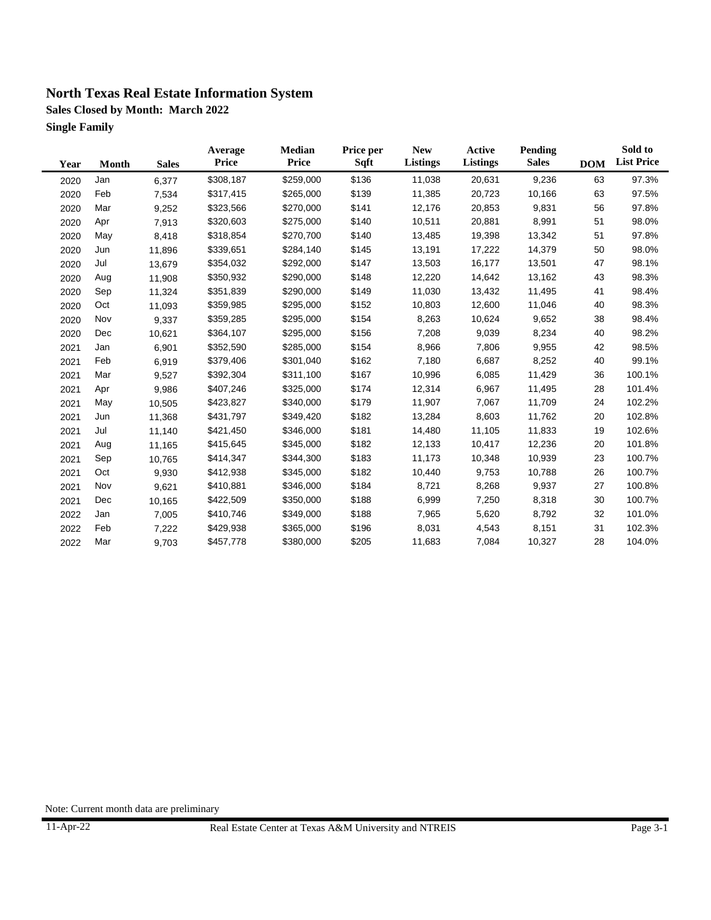# North Texas Real Estate Information System

**Sales Closed by Month: March 2022**

**Single Family**

| Year | Month | Sales | Average Price | Median Price | Price per Sqft | New Listings | Active Listings | Pending Sales | DOM | Sold to List Price |
|---|---|---|---|---|---|---|---|---|---|---|
| 2020 | Jan | 6,377 | $308,187 | $259,000 | $136 | 11,038 | 20,631 | 9,236 | 63 | 97.3% |
| 2020 | Feb | 7,534 | $317,415 | $265,000 | $139 | 11,385 | 20,723 | 10,166 | 63 | 97.5% |
| 2020 | Mar | 9,252 | $323,566 | $270,000 | $141 | 12,176 | 20,853 | 9,831 | 56 | 97.8% |
| 2020 | Apr | 7,913 | $320,603 | $275,000 | $140 | 10,511 | 20,881 | 8,991 | 51 | 98.0% |
| 2020 | May | 8,418 | $318,854 | $270,700 | $140 | 13,485 | 19,398 | 13,342 | 51 | 97.8% |
| 2020 | Jun | 11,896 | $339,651 | $284,140 | $145 | 13,191 | 17,222 | 14,379 | 50 | 98.0% |
| 2020 | Jul | 13,679 | $354,032 | $292,000 | $147 | 13,503 | 16,177 | 13,501 | 47 | 98.1% |
| 2020 | Aug | 11,908 | $350,932 | $290,000 | $148 | 12,220 | 14,642 | 13,162 | 43 | 98.3% |
| 2020 | Sep | 11,324 | $351,839 | $290,000 | $149 | 11,030 | 13,432 | 11,495 | 41 | 98.4% |
| 2020 | Oct | 11,093 | $359,985 | $295,000 | $152 | 10,803 | 12,600 | 11,046 | 40 | 98.3% |
| 2020 | Nov | 9,337 | $359,285 | $295,000 | $154 | 8,263 | 10,624 | 9,652 | 38 | 98.4% |
| 2020 | Dec | 10,621 | $364,107 | $295,000 | $156 | 7,208 | 9,039 | 8,234 | 40 | 98.2% |
| 2021 | Jan | 6,901 | $352,590 | $285,000 | $154 | 8,966 | 7,806 | 9,955 | 42 | 98.5% |
| 2021 | Feb | 6,919 | $379,406 | $301,040 | $162 | 7,180 | 6,687 | 8,252 | 40 | 99.1% |
| 2021 | Mar | 9,527 | $392,304 | $311,100 | $167 | 10,996 | 6,085 | 11,429 | 36 | 100.1% |
| 2021 | Apr | 9,986 | $407,246 | $325,000 | $174 | 12,314 | 6,967 | 11,495 | 28 | 101.4% |
| 2021 | May | 10,505 | $423,827 | $340,000 | $179 | 11,907 | 7,067 | 11,709 | 24 | 102.2% |
| 2021 | Jun | 11,368 | $431,797 | $349,420 | $182 | 13,284 | 8,603 | 11,762 | 20 | 102.8% |
| 2021 | Jul | 11,140 | $421,450 | $346,000 | $181 | 14,480 | 11,105 | 11,833 | 19 | 102.6% |
| 2021 | Aug | 11,165 | $415,645 | $345,000 | $182 | 12,133 | 10,417 | 12,236 | 20 | 101.8% |
| 2021 | Sep | 10,765 | $414,347 | $344,300 | $183 | 11,173 | 10,348 | 10,939 | 23 | 100.7% |
| 2021 | Oct | 9,930 | $412,938 | $345,000 | $182 | 10,440 | 9,753 | 10,788 | 26 | 100.7% |
| 2021 | Nov | 9,621 | $410,881 | $346,000 | $184 | 8,721 | 8,268 | 9,937 | 27 | 100.8% |
| 2021 | Dec | 10,165 | $422,509 | $350,000 | $188 | 6,999 | 7,250 | 8,318 | 30 | 100.7% |
| 2022 | Jan | 7,005 | $410,746 | $349,000 | $188 | 7,965 | 5,620 | 8,792 | 32 | 101.0% |
| 2022 | Feb | 7,222 | $429,938 | $365,000 | $196 | 8,031 | 4,543 | 8,151 | 31 | 102.3% |
| 2022 | Mar | 9,703 | $457,778 | $380,000 | $205 | 11,683 | 7,084 | 10,327 | 28 | 104.0% |

Note: Current month data are preliminary

11-Apr-22 Real Estate Center at Texas A&M University and NTREIS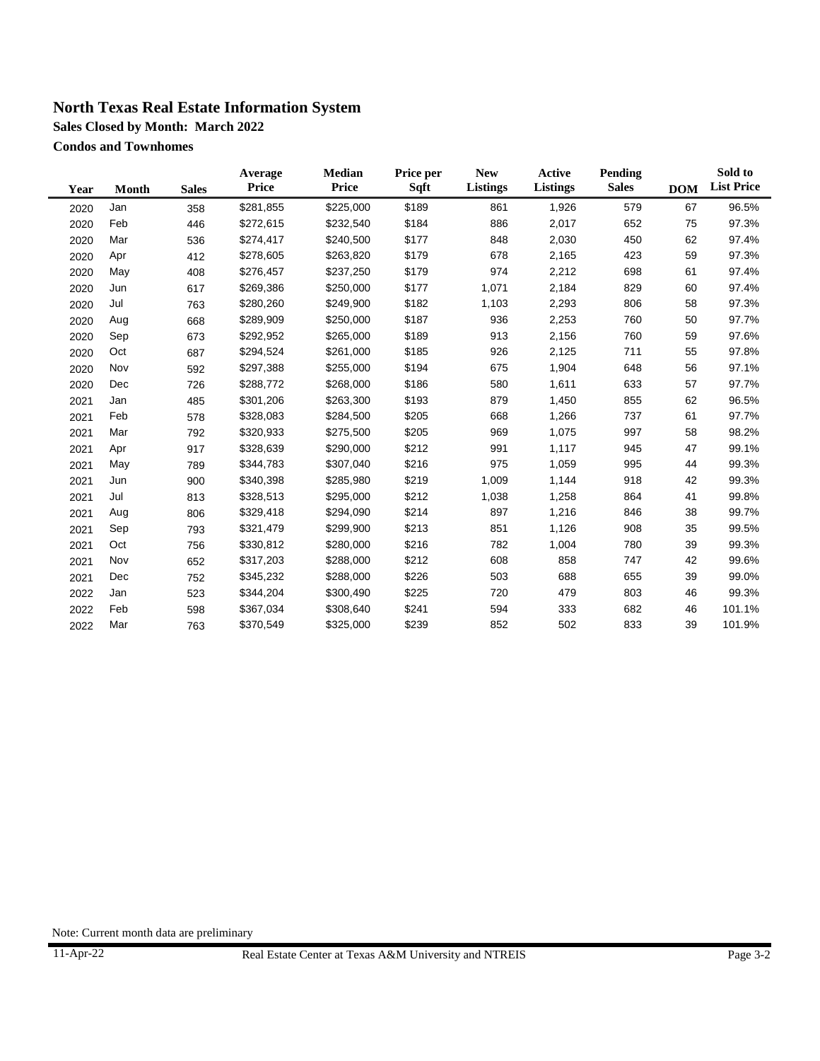# North Texas Real Estate Information System

### Sales Closed by Month: March 2022

### Condos and Townhomes

| Year | Month | Sales | Average Price | Median Price | Price per Sqft | New Listings | Active Listings | Pending Sales | DOM | Sold to List Price |
|---|---|---|---|---|---|---|---|---|---|---|
| 2020 | Jan | 358 | $281,855 | $225,000 | $189 | 861 | 1,926 | 579 | 67 | 96.5% |
| 2020 | Feb | 446 | $272,615 | $232,540 | $184 | 886 | 2,017 | 652 | 75 | 97.3% |
| 2020 | Mar | 536 | $274,417 | $240,500 | $177 | 848 | 2,030 | 450 | 62 | 97.4% |
| 2020 | Apr | 412 | $278,605 | $263,820 | $179 | 678 | 2,165 | 423 | 59 | 97.3% |
| 2020 | May | 408 | $276,457 | $237,250 | $179 | 974 | 2,212 | 698 | 61 | 97.4% |
| 2020 | Jun | 617 | $269,386 | $250,000 | $177 | 1,071 | 2,184 | 829 | 60 | 97.4% |
| 2020 | Jul | 763 | $280,260 | $249,900 | $182 | 1,103 | 2,293 | 806 | 58 | 97.3% |
| 2020 | Aug | 668 | $289,909 | $250,000 | $187 | 936 | 2,253 | 760 | 50 | 97.7% |
| 2020 | Sep | 673 | $292,952 | $265,000 | $189 | 913 | 2,156 | 760 | 59 | 97.6% |
| 2020 | Oct | 687 | $294,524 | $261,000 | $185 | 926 | 2,125 | 711 | 55 | 97.8% |
| 2020 | Nov | 592 | $297,388 | $255,000 | $194 | 675 | 1,904 | 648 | 56 | 97.1% |
| 2020 | Dec | 726 | $288,772 | $268,000 | $186 | 580 | 1,611 | 633 | 57 | 97.7% |
| 2021 | Jan | 485 | $301,206 | $263,300 | $193 | 879 | 1,450 | 855 | 62 | 96.5% |
| 2021 | Feb | 578 | $328,083 | $284,500 | $205 | 668 | 1,266 | 737 | 61 | 97.7% |
| 2021 | Mar | 792 | $320,933 | $275,500 | $205 | 969 | 1,075 | 997 | 58 | 98.2% |
| 2021 | Apr | 917 | $328,639 | $290,000 | $212 | 991 | 1,117 | 945 | 47 | 99.1% |
| 2021 | May | 789 | $344,783 | $307,040 | $216 | 975 | 1,059 | 995 | 44 | 99.3% |
| 2021 | Jun | 900 | $340,398 | $285,980 | $219 | 1,009 | 1,144 | 918 | 42 | 99.3% |
| 2021 | Jul | 813 | $328,513 | $295,000 | $212 | 1,038 | 1,258 | 864 | 41 | 99.8% |
| 2021 | Aug | 806 | $329,418 | $294,090 | $214 | 897 | 1,216 | 846 | 38 | 99.7% |
| 2021 | Sep | 793 | $321,479 | $299,900 | $213 | 851 | 1,126 | 908 | 35 | 99.5% |
| 2021 | Oct | 756 | $330,812 | $280,000 | $216 | 782 | 1,004 | 780 | 39 | 99.3% |
| 2021 | Nov | 652 | $317,203 | $288,000 | $212 | 608 | 858 | 747 | 42 | 99.6% |
| 2021 | Dec | 752 | $345,232 | $288,000 | $226 | 503 | 688 | 655 | 39 | 99.0% |
| 2022 | Jan | 523 | $344,204 | $300,490 | $225 | 720 | 479 | 803 | 46 | 99.3% |
| 2022 | Feb | 598 | $367,034 | $308,640 | $241 | 594 | 333 | 682 | 46 | 101.1% |
| 2022 | Mar | 763 | $370,549 | $325,000 | $239 | 852 | 502 | 833 | 39 | 101.9% |

Note: Current month data are preliminary

11-Apr-22 Real Estate Center at Texas A&M University and NTREIS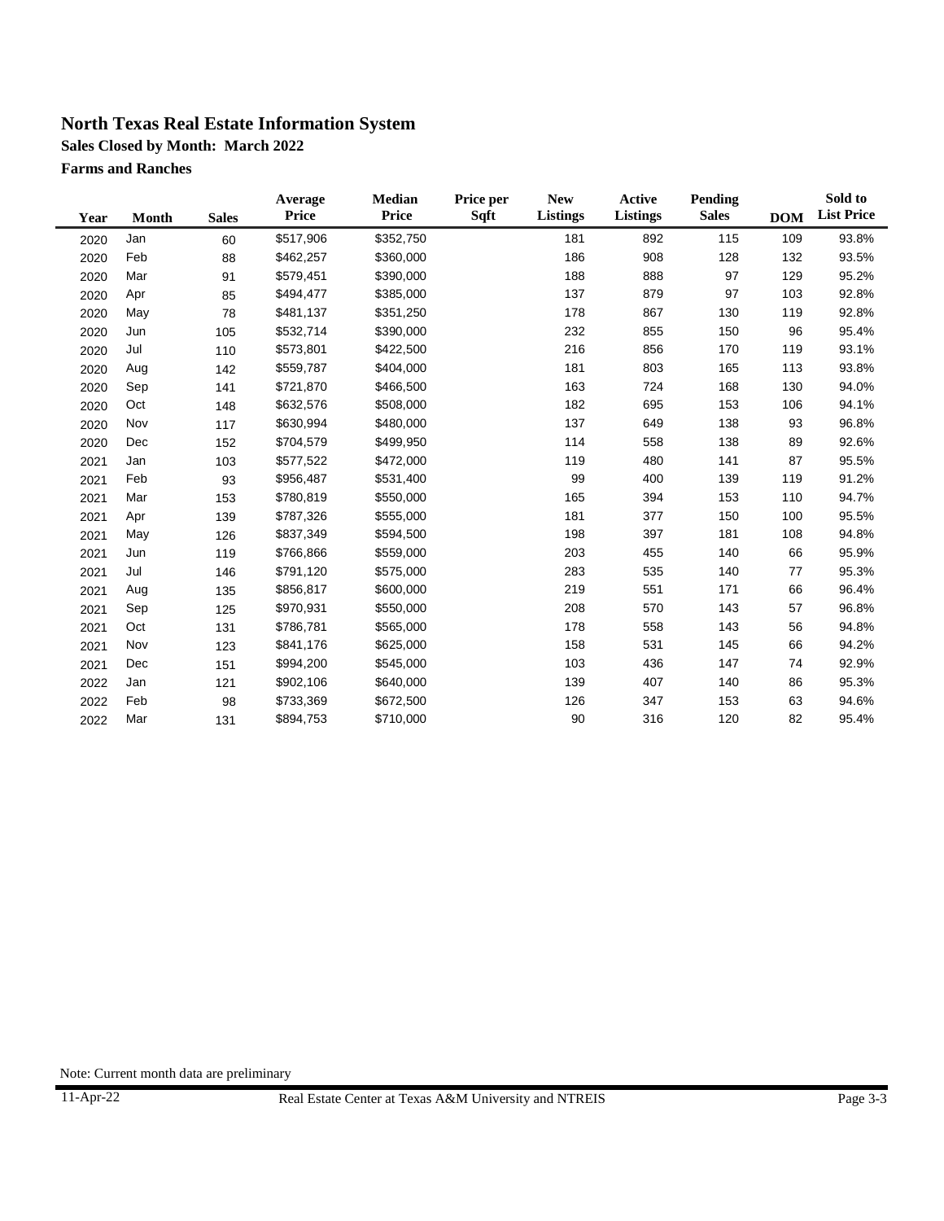# North Texas Real Estate Information System

**Sales Closed by Month: March 2022**

**Farms and Ranches**

| Year | Month | Sales | Average Price | Median Price | Price per Sqft | New Listings | Active Listings | Pending Sales | DOM | Sold to List Price |
|---|---|---|---|---|---|---|---|---|---|---|
| 2020 | Jan | 60 | $517,906 | $352,750 | | 181 | 892 | 115 | 109 | 93.8% |
| 2020 | Feb | 88 | $462,257 | $360,000 | | 186 | 908 | 128 | 132 | 93.5% |
| 2020 | Mar | 91 | $579,451 | $390,000 | | 188 | 888 | 97 | 129 | 95.2% |
| 2020 | Apr | 85 | $494,477 | $385,000 | | 137 | 879 | 97 | 103 | 92.8% |
| 2020 | May | 78 | $481,137 | $351,250 | | 178 | 867 | 130 | 119 | 92.8% |
| 2020 | Jun | 105 | $532,714 | $390,000 | | 232 | 855 | 150 | 96 | 95.4% |
| 2020 | Jul | 110 | $573,801 | $422,500 | | 216 | 856 | 170 | 119 | 93.1% |
| 2020 | Aug | 142 | $559,787 | $404,000 | | 181 | 803 | 165 | 113 | 93.8% |
| 2020 | Sep | 141 | $721,870 | $466,500 | | 163 | 724 | 168 | 130 | 94.0% |
| 2020 | Oct | 148 | $632,576 | $508,000 | | 182 | 695 | 153 | 106 | 94.1% |
| 2020 | Nov | 117 | $630,994 | $480,000 | | 137 | 649 | 138 | 93 | 96.8% |
| 2020 | Dec | 152 | $704,579 | $499,950 | | 114 | 558 | 138 | 89 | 92.6% |
| 2021 | Jan | 103 | $577,522 | $472,000 | | 119 | 480 | 141 | 87 | 95.5% |
| 2021 | Feb | 93 | $956,487 | $531,400 | | 99 | 400 | 139 | 119 | 91.2% |
| 2021 | Mar | 153 | $780,819 | $550,000 | | 165 | 394 | 153 | 110 | 94.7% |
| 2021 | Apr | 139 | $787,326 | $555,000 | | 181 | 377 | 150 | 100 | 95.5% |
| 2021 | May | 126 | $837,349 | $594,500 | | 198 | 397 | 181 | 108 | 94.8% |
| 2021 | Jun | 119 | $766,866 | $559,000 | | 203 | 455 | 140 | 66 | 95.9% |
| 2021 | Jul | 146 | $791,120 | $575,000 | | 283 | 535 | 140 | 77 | 95.3% |
| 2021 | Aug | 135 | $856,817 | $600,000 | | 219 | 551 | 171 | 66 | 96.4% |
| 2021 | Sep | 125 | $970,931 | $550,000 | | 208 | 570 | 143 | 57 | 96.8% |
| 2021 | Oct | 131 | $786,781 | $565,000 | | 178 | 558 | 143 | 56 | 94.8% |
| 2021 | Nov | 123 | $841,176 | $625,000 | | 158 | 531 | 145 | 66 | 94.2% |
| 2021 | Dec | 151 | $994,200 | $545,000 | | 103 | 436 | 147 | 74 | 92.9% |
| 2022 | Jan | 121 | $902,106 | $640,000 | | 139 | 407 | 140 | 86 | 95.3% |
| 2022 | Feb | 98 | $733,369 | $672,500 | | 126 | 347 | 153 | 63 | 94.6% |
| 2022 | Mar | 131 | $894,753 | $710,000 | | 90 | 316 | 120 | 82 | 95.4% |

Note: Current month data are preliminary

11-Apr-22 Real Estate Center at Texas A&M University and NTREIS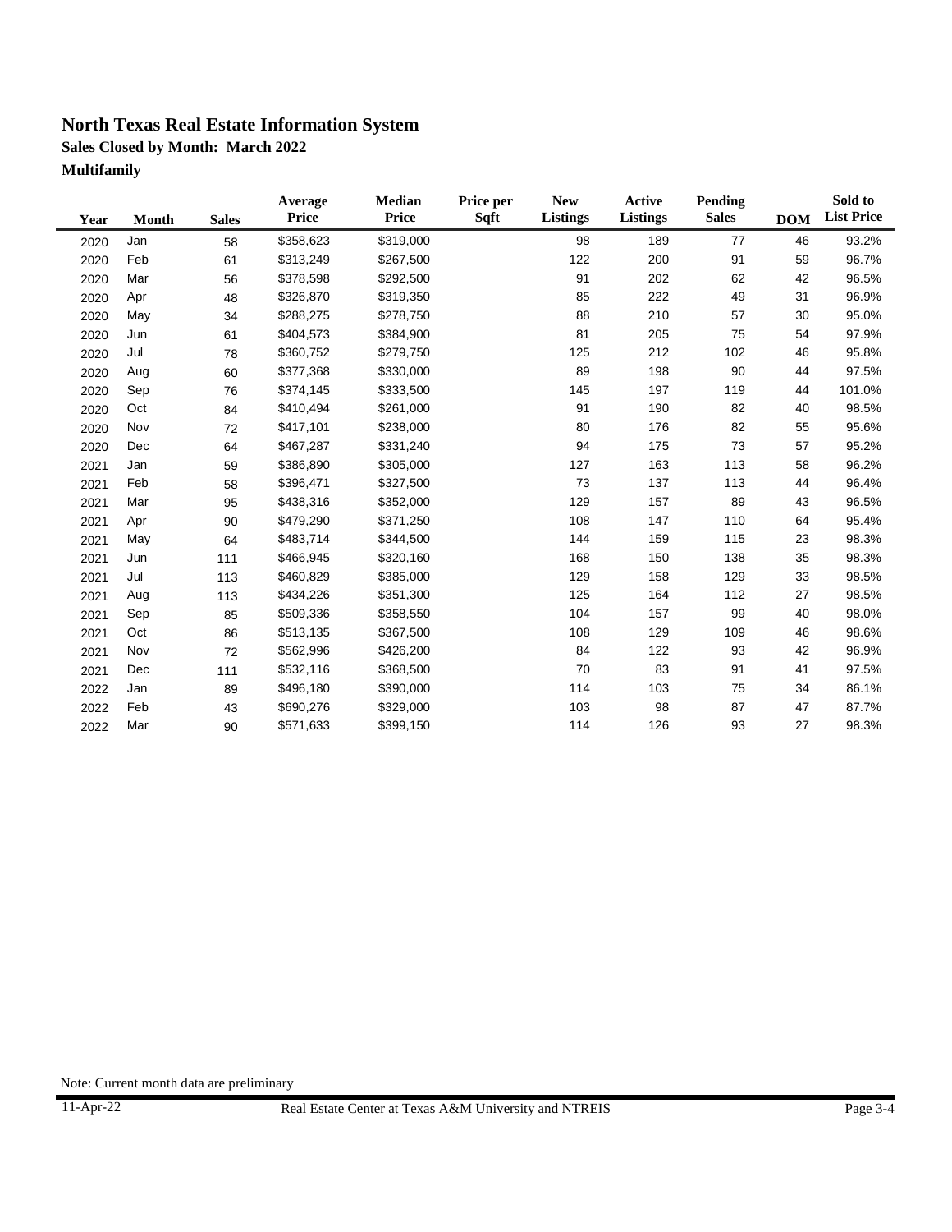# North Texas Real Estate Information System

## Sales Closed by Month: March 2022

## Multifamily

| Year | Month | Sales | Average Price | Median Price | Price per Sqft | New Listings | Active Listings | Pending Sales | DOM | Sold to List Price |
|---|---|---|---|---|---|---|---|---|---|---|
| 2020 | Jan | 58 | $358,623 | $319,000 | | 98 | 189 | 77 | 46 | 93.2% |
| 2020 | Feb | 61 | $313,249 | $267,500 | | 122 | 200 | 91 | 59 | 96.7% |
| 2020 | Mar | 56 | $378,598 | $292,500 | | 91 | 202 | 62 | 42 | 96.5% |
| 2020 | Apr | 48 | $326,870 | $319,350 | | 85 | 222 | 49 | 31 | 96.9% |
| 2020 | May | 34 | $288,275 | $278,750 | | 88 | 210 | 57 | 30 | 95.0% |
| 2020 | Jun | 61 | $404,573 | $384,900 | | 81 | 205 | 75 | 54 | 97.9% |
| 2020 | Jul | 78 | $360,752 | $279,750 | | 125 | 212 | 102 | 46 | 95.8% |
| 2020 | Aug | 60 | $377,368 | $330,000 | | 89 | 198 | 90 | 44 | 97.5% |
| 2020 | Sep | 76 | $374,145 | $333,500 | | 145 | 197 | 119 | 44 | 101.0% |
| 2020 | Oct | 84 | $410,494 | $261,000 | | 91 | 190 | 82 | 40 | 98.5% |
| 2020 | Nov | 72 | $417,101 | $238,000 | | 80 | 176 | 82 | 55 | 95.6% |
| 2020 | Dec | 64 | $467,287 | $331,240 | | 94 | 175 | 73 | 57 | 95.2% |
| 2021 | Jan | 59 | $386,890 | $305,000 | | 127 | 163 | 113 | 58 | 96.2% |
| 2021 | Feb | 58 | $396,471 | $327,500 | | 73 | 137 | 113 | 44 | 96.4% |
| 2021 | Mar | 95 | $438,316 | $352,000 | | 129 | 157 | 89 | 43 | 96.5% |
| 2021 | Apr | 90 | $479,290 | $371,250 | | 108 | 147 | 110 | 64 | 95.4% |
| 2021 | May | 64 | $483,714 | $344,500 | | 144 | 159 | 115 | 23 | 98.3% |
| 2021 | Jun | 111 | $466,945 | $320,160 | | 168 | 150 | 138 | 35 | 98.3% |
| 2021 | Jul | 113 | $460,829 | $385,000 | | 129 | 158 | 129 | 33 | 98.5% |
| 2021 | Aug | 113 | $434,226 | $351,300 | | 125 | 164 | 112 | 27 | 98.5% |
| 2021 | Sep | 85 | $509,336 | $358,550 | | 104 | 157 | 99 | 40 | 98.0% |
| 2021 | Oct | 86 | $513,135 | $367,500 | | 108 | 129 | 109 | 46 | 98.6% |
| 2021 | Nov | 72 | $562,996 | $426,200 | | 84 | 122 | 93 | 42 | 96.9% |
| 2021 | Dec | 111 | $532,116 | $368,500 | | 70 | 83 | 91 | 41 | 97.5% |
| 2022 | Jan | 89 | $496,180 | $390,000 | | 114 | 103 | 75 | 34 | 86.1% |
| 2022 | Feb | 43 | $690,276 | $329,000 | | 103 | 98 | 87 | 47 | 87.7% |
| 2022 | Mar | 90 | $571,633 | $399,150 | | 114 | 126 | 93 | 27 | 98.3% |

Note: Current month data are preliminary

11-Apr-22 Real Estate Center at Texas A&M University and NTREIS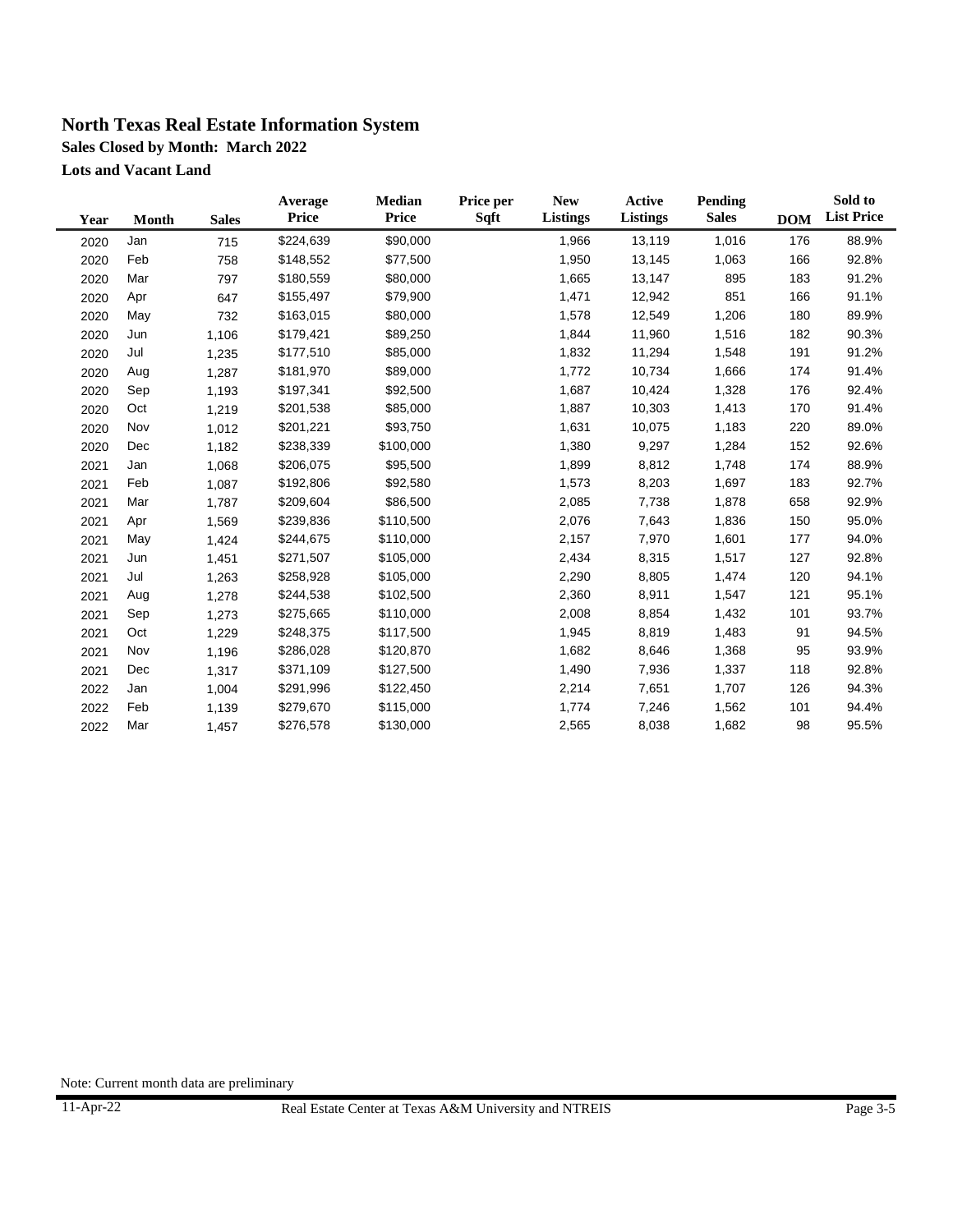# North Texas Real Estate Information System

**Sales Closed by Month: March 2022**

**Lots and Vacant Land**

| Year | Month | Sales | Average Price | Median Price | Price per Sqft | New Listings | Active Listings | Pending Sales | DOM | Sold to List Price |
|---|---|---|---|---|---|---|---|---|---|---|
| 2020 | Jan | 715 | $224,639 | $90,000 | | 1,966 | 13,119 | 1,016 | 176 | 88.9% |
| 2020 | Feb | 758 | $148,552 | $77,500 | | 1,950 | 13,145 | 1,063 | 166 | 92.8% |
| 2020 | Mar | 797 | $180,559 | $80,000 | | 1,665 | 13,147 | 895 | 183 | 91.2% |
| 2020 | Apr | 647 | $155,497 | $79,900 | | 1,471 | 12,942 | 851 | 166 | 91.1% |
| 2020 | May | 732 | $163,015 | $80,000 | | 1,578 | 12,549 | 1,206 | 180 | 89.9% |
| 2020 | Jun | 1,106 | $179,421 | $89,250 | | 1,844 | 11,960 | 1,516 | 182 | 90.3% |
| 2020 | Jul | 1,235 | $177,510 | $85,000 | | 1,832 | 11,294 | 1,548 | 191 | 91.2% |
| 2020 | Aug | 1,287 | $181,970 | $89,000 | | 1,772 | 10,734 | 1,666 | 174 | 91.4% |
| 2020 | Sep | 1,193 | $197,341 | $92,500 | | 1,687 | 10,424 | 1,328 | 176 | 92.4% |
| 2020 | Oct | 1,219 | $201,538 | $85,000 | | 1,887 | 10,303 | 1,413 | 170 | 91.4% |
| 2020 | Nov | 1,012 | $201,221 | $93,750 | | 1,631 | 10,075 | 1,183 | 220 | 89.0% |
| 2020 | Dec | 1,182 | $238,339 | $100,000 | | 1,380 | 9,297 | 1,284 | 152 | 92.6% |
| 2021 | Jan | 1,068 | $206,075 | $95,500 | | 1,899 | 8,812 | 1,748 | 174 | 88.9% |
| 2021 | Feb | 1,087 | $192,806 | $92,580 | | 1,573 | 8,203 | 1,697 | 183 | 92.7% |
| 2021 | Mar | 1,787 | $209,604 | $86,500 | | 2,085 | 7,738 | 1,878 | 658 | 92.9% |
| 2021 | Apr | 1,569 | $239,836 | $110,500 | | 2,076 | 7,643 | 1,836 | 150 | 95.0% |
| 2021 | May | 1,424 | $244,675 | $110,000 | | 2,157 | 7,970 | 1,601 | 177 | 94.0% |
| 2021 | Jun | 1,451 | $271,507 | $105,000 | | 2,434 | 8,315 | 1,517 | 127 | 92.8% |
| 2021 | Jul | 1,263 | $258,928 | $105,000 | | 2,290 | 8,805 | 1,474 | 120 | 94.1% |
| 2021 | Aug | 1,278 | $244,538 | $102,500 | | 2,360 | 8,911 | 1,547 | 121 | 95.1% |
| 2021 | Sep | 1,273 | $275,665 | $110,000 | | 2,008 | 8,854 | 1,432 | 101 | 93.7% |
| 2021 | Oct | 1,229 | $248,375 | $117,500 | | 1,945 | 8,819 | 1,483 | 91 | 94.5% |
| 2021 | Nov | 1,196 | $286,028 | $120,870 | | 1,682 | 8,646 | 1,368 | 95 | 93.9% |
| 2021 | Dec | 1,317 | $371,109 | $127,500 | | 1,490 | 7,936 | 1,337 | 118 | 92.8% |
| 2022 | Jan | 1,004 | $291,996 | $122,450 | | 2,214 | 7,651 | 1,707 | 126 | 94.3% |
| 2022 | Feb | 1,139 | $279,670 | $115,000 | | 1,774 | 7,246 | 1,562 | 101 | 94.4% |
| 2022 | Mar | 1,457 | $276,578 | $130,000 | | 2,565 | 8,038 | 1,682 | 98 | 95.5% |

Note: Current month data are preliminary

11-Apr-22 Real Estate Center at Texas A&M University and NTREIS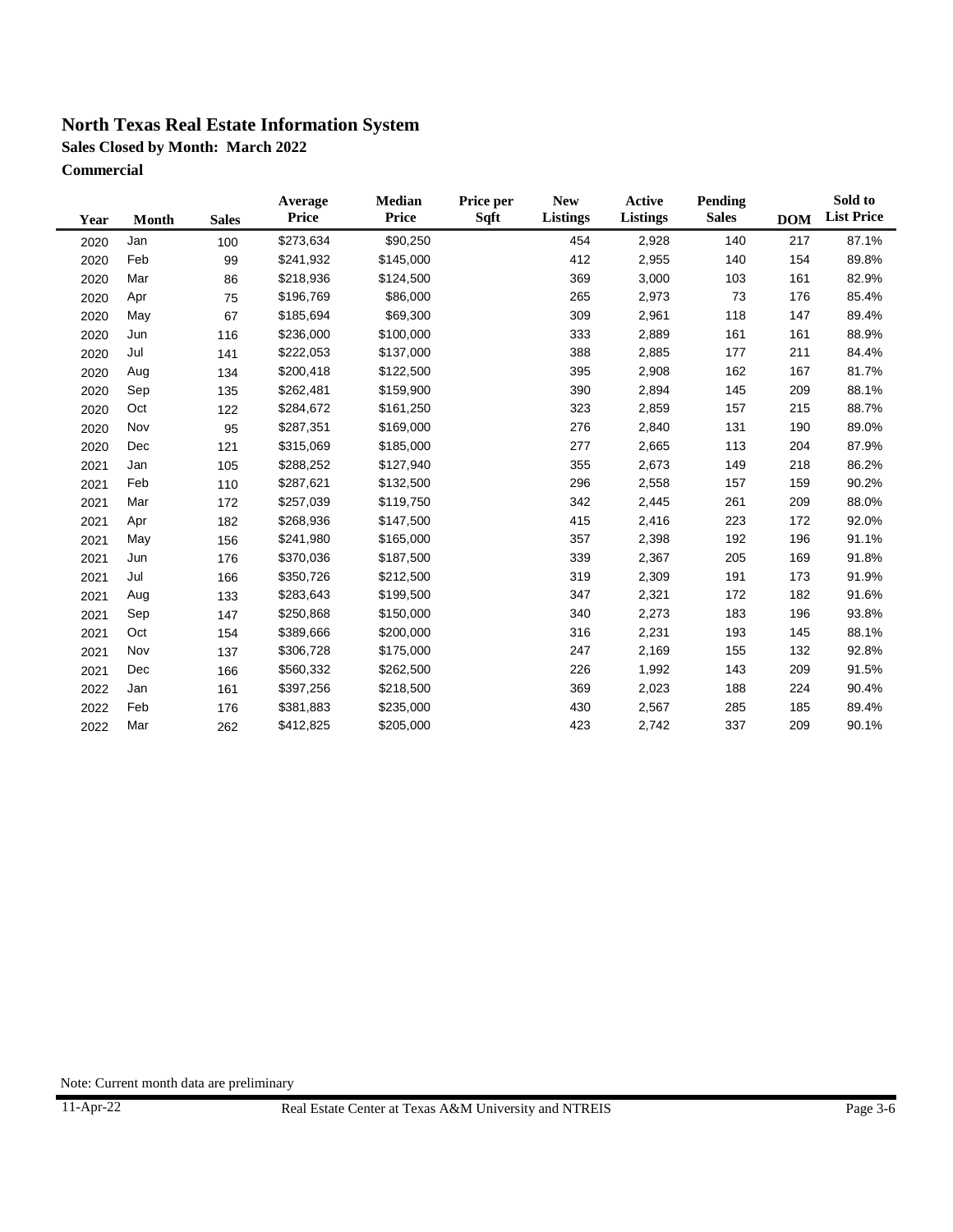# North Texas Real Estate Information System

**Sales Closed by Month: March 2022**

**Commercial**

| Year | Month | Sales | Average Price | Median Price | Price per Sqft | New Listings | Active Listings | Pending Sales | DOM | Sold to List Price |
|---|---|---|---|---|---|---|---|---|---|---|
| 2020 | Jan | 100 | $273,634 | $90,250 | | 454 | 2,928 | 140 | 217 | 87.1% |
| 2020 | Feb | 99 | $241,932 | $145,000 | | 412 | 2,955 | 140 | 154 | 89.8% |
| 2020 | Mar | 86 | $218,936 | $124,500 | | 369 | 3,000 | 103 | 161 | 82.9% |
| 2020 | Apr | 75 | $196,769 | $86,000 | | 265 | 2,973 | 73 | 176 | 85.4% |
| 2020 | May | 67 | $185,694 | $69,300 | | 309 | 2,961 | 118 | 147 | 89.4% |
| 2020 | Jun | 116 | $236,000 | $100,000 | | 333 | 2,889 | 161 | 161 | 88.9% |
| 2020 | Jul | 141 | $222,053 | $137,000 | | 388 | 2,885 | 177 | 211 | 84.4% |
| 2020 | Aug | 134 | $200,418 | $122,500 | | 395 | 2,908 | 162 | 167 | 81.7% |
| 2020 | Sep | 135 | $262,481 | $159,900 | | 390 | 2,894 | 145 | 209 | 88.1% |
| 2020 | Oct | 122 | $284,672 | $161,250 | | 323 | 2,859 | 157 | 215 | 88.7% |
| 2020 | Nov | 95 | $287,351 | $169,000 | | 276 | 2,840 | 131 | 190 | 89.0% |
| 2020 | Dec | 121 | $315,069 | $185,000 | | 277 | 2,665 | 113 | 204 | 87.9% |
| 2021 | Jan | 105 | $288,252 | $127,940 | | 355 | 2,673 | 149 | 218 | 86.2% |
| 2021 | Feb | 110 | $287,621 | $132,500 | | 296 | 2,558 | 157 | 159 | 90.2% |
| 2021 | Mar | 172 | $257,039 | $119,750 | | 342 | 2,445 | 261 | 209 | 88.0% |
| 2021 | Apr | 182 | $268,936 | $147,500 | | 415 | 2,416 | 223 | 172 | 92.0% |
| 2021 | May | 156 | $241,980 | $165,000 | | 357 | 2,398 | 192 | 196 | 91.1% |
| 2021 | Jun | 176 | $370,036 | $187,500 | | 339 | 2,367 | 205 | 169 | 91.8% |
| 2021 | Jul | 166 | $350,726 | $212,500 | | 319 | 2,309 | 191 | 173 | 91.9% |
| 2021 | Aug | 133 | $283,643 | $199,500 | | 347 | 2,321 | 172 | 182 | 91.6% |
| 2021 | Sep | 147 | $250,868 | $150,000 | | 340 | 2,273 | 183 | 196 | 93.8% |
| 2021 | Oct | 154 | $389,666 | $200,000 | | 316 | 2,231 | 193 | 145 | 88.1% |
| 2021 | Nov | 137 | $306,728 | $175,000 | | 247 | 2,169 | 155 | 132 | 92.8% |
| 2021 | Dec | 166 | $560,332 | $262,500 | | 226 | 1,992 | 143 | 209 | 91.5% |
| 2022 | Jan | 161 | $397,256 | $218,500 | | 369 | 2,023 | 188 | 224 | 90.4% |
| 2022 | Feb | 176 | $381,883 | $235,000 | | 430 | 2,567 | 285 | 185 | 89.4% |
| 2022 | Mar | 262 | $412,825 | $205,000 | | 423 | 2,742 | 337 | 209 | 90.1% |

Note: Current month data are preliminary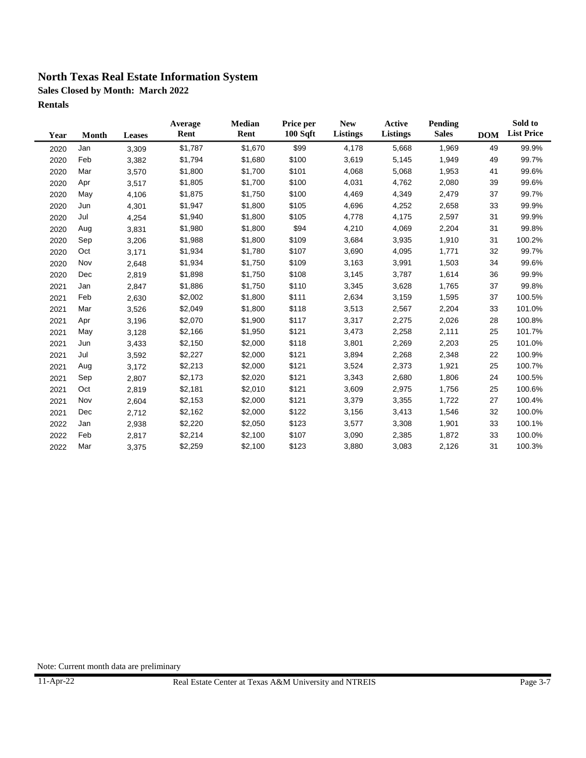# North Texas Real Estate Information System

**Sales Closed by Month: March 2022**

**Rentals**

| Year | Month | Leases | Average Rent | Median Rent | Price per 100 Sqft | New Listings | Active Listings | Pending Sales | DOM | Sold to List Price |
|---|---|---|---|---|---|---|---|---|---|---|
| 2020 | Jan | 3,309 | $1,787 | $1,670 | $99 | 4,178 | 5,668 | 1,969 | 49 | 99.9% |
| 2020 | Feb | 3,382 | $1,794 | $1,680 | $100 | 3,619 | 5,145 | 1,949 | 49 | 99.7% |
| 2020 | Mar | 3,570 | $1,800 | $1,700 | $101 | 4,068 | 5,068 | 1,953 | 41 | 99.6% |
| 2020 | Apr | 3,517 | $1,805 | $1,700 | $100 | 4,031 | 4,762 | 2,080 | 39 | 99.6% |
| 2020 | May | 4,106 | $1,875 | $1,750 | $100 | 4,469 | 4,349 | 2,479 | 37 | 99.7% |
| 2020 | Jun | 4,301 | $1,947 | $1,800 | $105 | 4,696 | 4,252 | 2,658 | 33 | 99.9% |
| 2020 | Jul | 4,254 | $1,940 | $1,800 | $105 | 4,778 | 4,175 | 2,597 | 31 | 99.9% |
| 2020 | Aug | 3,831 | $1,980 | $1,800 | $94 | 4,210 | 4,069 | 2,204 | 31 | 99.8% |
| 2020 | Sep | 3,206 | $1,988 | $1,800 | $109 | 3,684 | 3,935 | 1,910 | 31 | 100.2% |
| 2020 | Oct | 3,171 | $1,934 | $1,780 | $107 | 3,690 | 4,095 | 1,771 | 32 | 99.7% |
| 2020 | Nov | 2,648 | $1,934 | $1,750 | $109 | 3,163 | 3,991 | 1,503 | 34 | 99.6% |
| 2020 | Dec | 2,819 | $1,898 | $1,750 | $108 | 3,145 | 3,787 | 1,614 | 36 | 99.9% |
| 2021 | Jan | 2,847 | $1,886 | $1,750 | $110 | 3,345 | 3,628 | 1,765 | 37 | 99.8% |
| 2021 | Feb | 2,630 | $2,002 | $1,800 | $111 | 2,634 | 3,159 | 1,595 | 37 | 100.5% |
| 2021 | Mar | 3,526 | $2,049 | $1,800 | $118 | 3,513 | 2,567 | 2,204 | 33 | 101.0% |
| 2021 | Apr | 3,196 | $2,070 | $1,900 | $117 | 3,317 | 2,275 | 2,026 | 28 | 100.8% |
| 2021 | May | 3,128 | $2,166 | $1,950 | $121 | 3,473 | 2,258 | 2,111 | 25 | 101.7% |
| 2021 | Jun | 3,433 | $2,150 | $2,000 | $118 | 3,801 | 2,269 | 2,203 | 25 | 101.0% |
| 2021 | Jul | 3,592 | $2,227 | $2,000 | $121 | 3,894 | 2,268 | 2,348 | 22 | 100.9% |
| 2021 | Aug | 3,172 | $2,213 | $2,000 | $121 | 3,524 | 2,373 | 1,921 | 25 | 100.7% |
| 2021 | Sep | 2,807 | $2,173 | $2,020 | $121 | 3,343 | 2,680 | 1,806 | 24 | 100.5% |
| 2021 | Oct | 2,819 | $2,181 | $2,010 | $121 | 3,609 | 2,975 | 1,756 | 25 | 100.6% |
| 2021 | Nov | 2,604 | $2,153 | $2,000 | $121 | 3,379 | 3,355 | 1,722 | 27 | 100.4% |
| 2021 | Dec | 2,712 | $2,162 | $2,000 | $122 | 3,156 | 3,413 | 1,546 | 32 | 100.0% |
| 2022 | Jan | 2,938 | $2,220 | $2,050 | $123 | 3,577 | 3,308 | 1,901 | 33 | 100.1% |
| 2022 | Feb | 2,817 | $2,214 | $2,100 | $107 | 3,090 | 2,385 | 1,872 | 33 | 100.0% |
| 2022 | Mar | 3,375 | $2,259 | $2,100 | $123 | 3,880 | 3,083 | 2,126 | 31 | 100.3% |

Note: Current month data are preliminary

11-Apr-22 Real Estate Center at Texas A&M University and NTREIS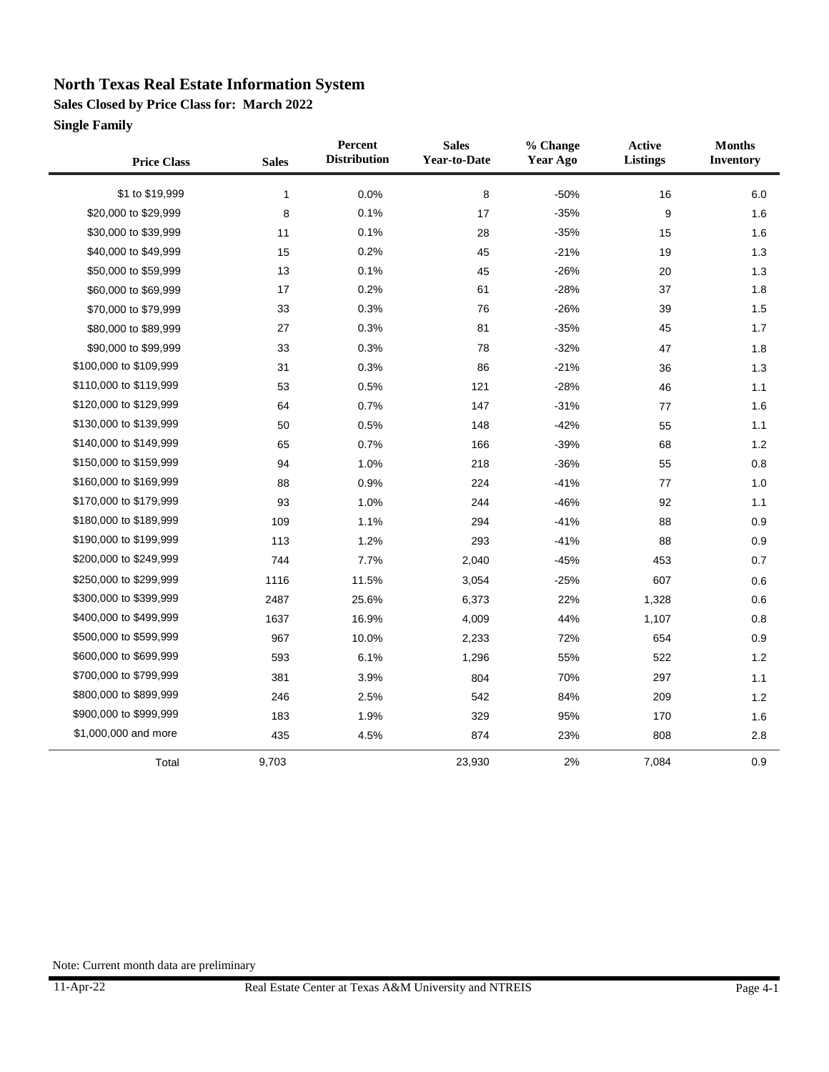# North Texas Real Estate Information System

**Sales Closed by Price Class for: March 2022**

**Single Family**

| Price Class | Sales | Percent Distribution | Sales Year-to-Date | % Change Year Ago | Active Listings | Months Inventory |
|---|---|---|---|---|---|---|
| $1 to $19,999 | 1 | 0.0% | 8 | -50% | 16 | 6.0 |
| $20,000 to $29,999 | 8 | 0.1% | 17 | -35% | 9 | 1.6 |
| $30,000 to $39,999 | 11 | 0.1% | 28 | -35% | 15 | 1.6 |
| $40,000 to $49,999 | 15 | 0.2% | 45 | -21% | 19 | 1.3 |
| $50,000 to $59,999 | 13 | 0.1% | 45 | -26% | 20 | 1.3 |
| $60,000 to $69,999 | 17 | 0.2% | 61 | -28% | 37 | 1.8 |
| $70,000 to $79,999 | 33 | 0.3% | 76 | -26% | 39 | 1.5 |
| $80,000 to $89,999 | 27 | 0.3% | 81 | -35% | 45 | 1.7 |
| $90,000 to $99,999 | 33 | 0.3% | 78 | -32% | 47 | 1.8 |
| $100,000 to $109,999 | 31 | 0.3% | 86 | -21% | 36 | 1.3 |
| $110,000 to $119,999 | 53 | 0.5% | 121 | -28% | 46 | 1.1 |
| $120,000 to $129,999 | 64 | 0.7% | 147 | -31% | 77 | 1.6 |
| $130,000 to $139,999 | 50 | 0.5% | 148 | -42% | 55 | 1.1 |
| $140,000 to $149,999 | 65 | 0.7% | 166 | -39% | 68 | 1.2 |
| $150,000 to $159,999 | 94 | 1.0% | 218 | -36% | 55 | 0.8 |
| $160,000 to $169,999 | 88 | 0.9% | 224 | -41% | 77 | 1.0 |
| $170,000 to $179,999 | 93 | 1.0% | 244 | -46% | 92 | 1.1 |
| $180,000 to $189,999 | 109 | 1.1% | 294 | -41% | 88 | 0.9 |
| $190,000 to $199,999 | 113 | 1.2% | 293 | -41% | 88 | 0.9 |
| $200,000 to $249,999 | 744 | 7.7% | 2,040 | -45% | 453 | 0.7 |
| $250,000 to $299,999 | 1116 | 11.5% | 3,054 | -25% | 607 | 0.6 |
| $300,000 to $399,999 | 2487 | 25.6% | 6,373 | 22% | 1,328 | 0.6 |
| $400,000 to $499,999 | 1637 | 16.9% | 4,009 | 44% | 1,107 | 0.8 |
| $500,000 to $599,999 | 967 | 10.0% | 2,233 | 72% | 654 | 0.9 |
| $600,000 to $699,999 | 593 | 6.1% | 1,296 | 55% | 522 | 1.2 |
| $700,000 to $799,999 | 381 | 3.9% | 804 | 70% | 297 | 1.1 |
| $800,000 to $899,999 | 246 | 2.5% | 542 | 84% | 209 | 1.2 |
| $900,000 to $999,999 | 183 | 1.9% | 329 | 95% | 170 | 1.6 |
| $1,000,000 and more | 435 | 4.5% | 874 | 23% | 808 | 2.8 |
| Total | 9,703 | | 23,930 | 2% | 7,084 | 0.9 |

Note: Current month data are preliminary

11-Apr-22 Real Estate Center at Texas A&M University and NTREIS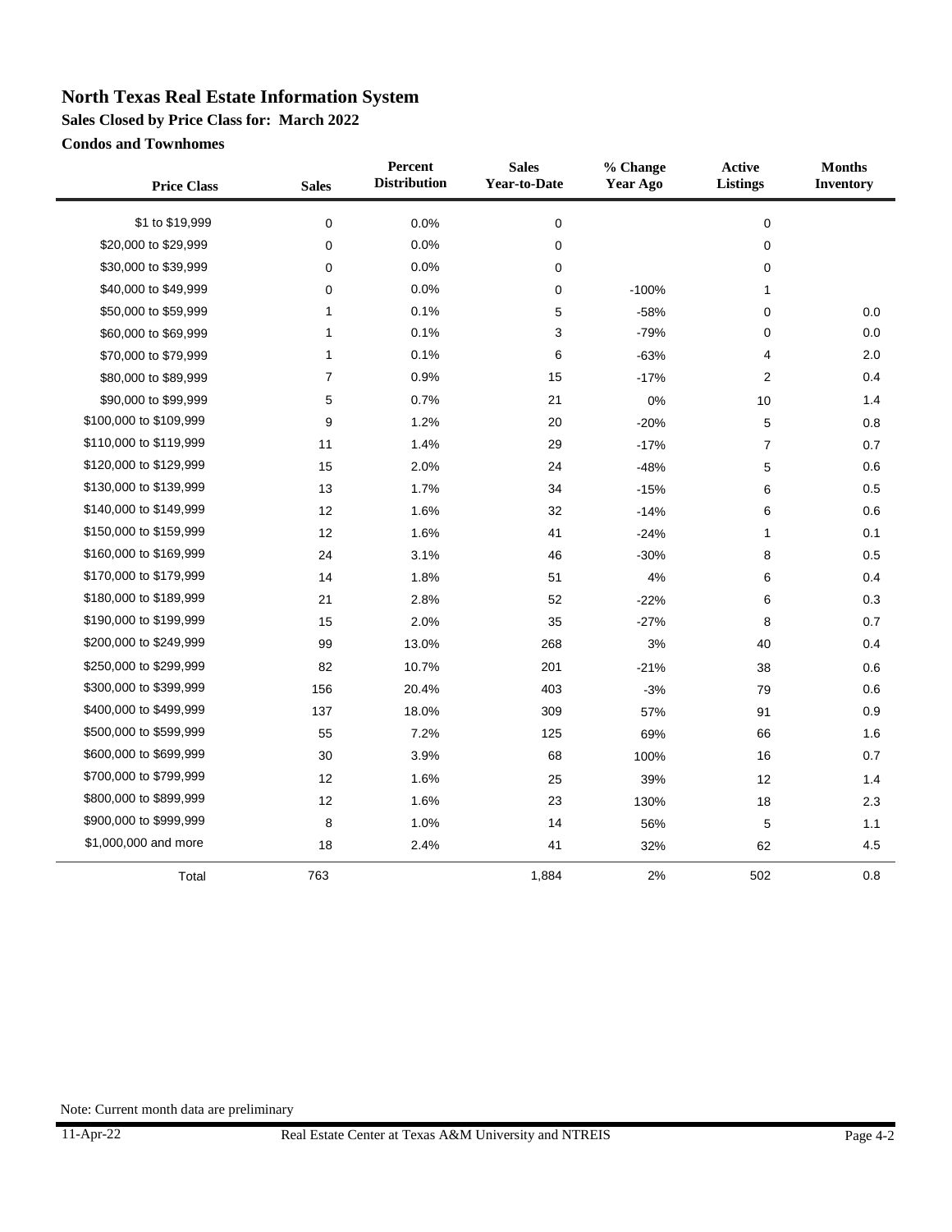# North Texas Real Estate Information System

### Sales Closed by Price Class for: March 2022

### Condos and Townhomes

| Price Class | Sales | Percent Distribution | Sales Year-to-Date | % Change Year Ago | Active Listings | Months Inventory |
|---|---|---|---|---|---|---|
| \$1 to \$19,999 | 0 | 0.0% | 0 | | 0 | |
| \$20,000 to \$29,999 | 0 | 0.0% | 0 | | 0 | |
| \$30,000 to \$39,999 | 0 | 0.0% | 0 | | 0 | |
| \$40,000 to \$49,999 | 0 | 0.0% | 0 | -100% | 1 | |
| \$50,000 to \$59,999 | 1 | 0.1% | 5 | -58% | 0 | 0.0 |
| \$60,000 to \$69,999 | 1 | 0.1% | 3 | -79% | 0 | 0.0 |
| \$70,000 to \$79,999 | 1 | 0.1% | 6 | -63% | 4 | 2.0 |
| \$80,000 to \$89,999 | 7 | 0.9% | 15 | -17% | 2 | 0.4 |
| \$90,000 to \$99,999 | 5 | 0.7% | 21 | 0% | 10 | 1.4 |
| \$100,000 to \$109,999 | 9 | 1.2% | 20 | -20% | 5 | 0.8 |
| \$110,000 to \$119,999 | 11 | 1.4% | 29 | -17% | 7 | 0.7 |
| \$120,000 to \$129,999 | 15 | 2.0% | 24 | -48% | 5 | 0.6 |
| \$130,000 to \$139,999 | 13 | 1.7% | 34 | -15% | 6 | 0.5 |
| \$140,000 to \$149,999 | 12 | 1.6% | 32 | -14% | 6 | 0.6 |
| \$150,000 to \$159,999 | 12 | 1.6% | 41 | -24% | 1 | 0.1 |
| \$160,000 to \$169,999 | 24 | 3.1% | 46 | -30% | 8 | 0.5 |
| \$170,000 to \$179,999 | 14 | 1.8% | 51 | 4% | 6 | 0.4 |
| \$180,000 to \$189,999 | 21 | 2.8% | 52 | -22% | 6 | 0.3 |
| \$190,000 to \$199,999 | 15 | 2.0% | 35 | -27% | 8 | 0.7 |
| \$200,000 to \$249,999 | 99 | 13.0% | 268 | 3% | 40 | 0.4 |
| \$250,000 to \$299,999 | 82 | 10.7% | 201 | -21% | 38 | 0.6 |
| \$300,000 to \$399,999 | 156 | 20.4% | 403 | -3% | 79 | 0.6 |
| \$400,000 to \$499,999 | 137 | 18.0% | 309 | 57% | 91 | 0.9 |
| \$500,000 to \$599,999 | 55 | 7.2% | 125 | 69% | 66 | 1.6 |
| \$600,000 to \$699,999 | 30 | 3.9% | 68 | 100% | 16 | 0.7 |
| \$700,000 to \$799,999 | 12 | 1.6% | 25 | 39% | 12 | 1.4 |
| \$800,000 to \$899,999 | 12 | 1.6% | 23 | 130% | 18 | 2.3 |
| \$900,000 to \$999,999 | 8 | 1.0% | 14 | 56% | 5 | 1.1 |
| \$1,000,000 and more | 18 | 2.4% | 41 | 32% | 62 | 4.5 |
| Total | 763 | | 1,884 | 2% | 502 | 0.8 |

Note: Current month data are preliminary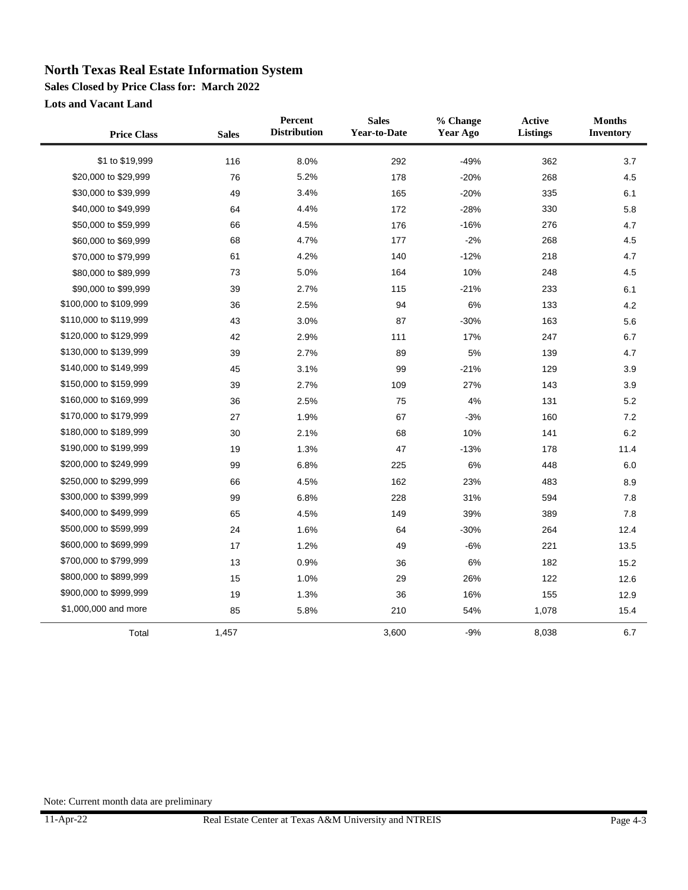# North Texas Real Estate Information System

### Sales Closed by Price Class for: March 2022

### Lots and Vacant Land

| Price Class | Sales | Percent Distribution | Sales Year-to-Date | % Change Year Ago | Active Listings | Months Inventory |
|---|---|---|---|---|---|---|
| $1 to $19,999 | 116 | 8.0% | 292 | -49% | 362 | 3.7 |
| $20,000 to $29,999 | 76 | 5.2% | 178 | -20% | 268 | 4.5 |
| $30,000 to $39,999 | 49 | 3.4% | 165 | -20% | 335 | 6.1 |
| $40,000 to $49,999 | 64 | 4.4% | 172 | -28% | 330 | 5.8 |
| $50,000 to $59,999 | 66 | 4.5% | 176 | -16% | 276 | 4.7 |
| $60,000 to $69,999 | 68 | 4.7% | 177 | -2% | 268 | 4.5 |
| $70,000 to $79,999 | 61 | 4.2% | 140 | -12% | 218 | 4.7 |
| $80,000 to $89,999 | 73 | 5.0% | 164 | 10% | 248 | 4.5 |
| $90,000 to $99,999 | 39 | 2.7% | 115 | -21% | 233 | 6.1 |
| $100,000 to $109,999 | 36 | 2.5% | 94 | 6% | 133 | 4.2 |
| $110,000 to $119,999 | 43 | 3.0% | 87 | -30% | 163 | 5.6 |
| $120,000 to $129,999 | 42 | 2.9% | 111 | 17% | 247 | 6.7 |
| $130,000 to $139,999 | 39 | 2.7% | 89 | 5% | 139 | 4.7 |
| $140,000 to $149,999 | 45 | 3.1% | 99 | -21% | 129 | 3.9 |
| $150,000 to $159,999 | 39 | 2.7% | 109 | 27% | 143 | 3.9 |
| $160,000 to $169,999 | 36 | 2.5% | 75 | 4% | 131 | 5.2 |
| $170,000 to $179,999 | 27 | 1.9% | 67 | -3% | 160 | 7.2 |
| $180,000 to $189,999 | 30 | 2.1% | 68 | 10% | 141 | 6.2 |
| $190,000 to $199,999 | 19 | 1.3% | 47 | -13% | 178 | 11.4 |
| $200,000 to $249,999 | 99 | 6.8% | 225 | 6% | 448 | 6.0 |
| $250,000 to $299,999 | 66 | 4.5% | 162 | 23% | 483 | 8.9 |
| $300,000 to $399,999 | 99 | 6.8% | 228 | 31% | 594 | 7.8 |
| $400,000 to $499,999 | 65 | 4.5% | 149 | 39% | 389 | 7.8 |
| $500,000 to $599,999 | 24 | 1.6% | 64 | -30% | 264 | 12.4 |
| $600,000 to $699,999 | 17 | 1.2% | 49 | -6% | 221 | 13.5 |
| $700,000 to $799,999 | 13 | 0.9% | 36 | 6% | 182 | 15.2 |
| $800,000 to $899,999 | 15 | 1.0% | 29 | 26% | 122 | 12.6 |
| $900,000 to $999,999 | 19 | 1.3% | 36 | 16% | 155 | 12.9 |
| $1,000,000 and more | 85 | 5.8% | 210 | 54% | 1,078 | 15.4 |
| Total | 1,457 | | 3,600 | -9% | 8,038 | 6.7 |

Note: Current month data are preliminary

11-Apr-22 Real Estate Center at Texas A&M University and NTREIS